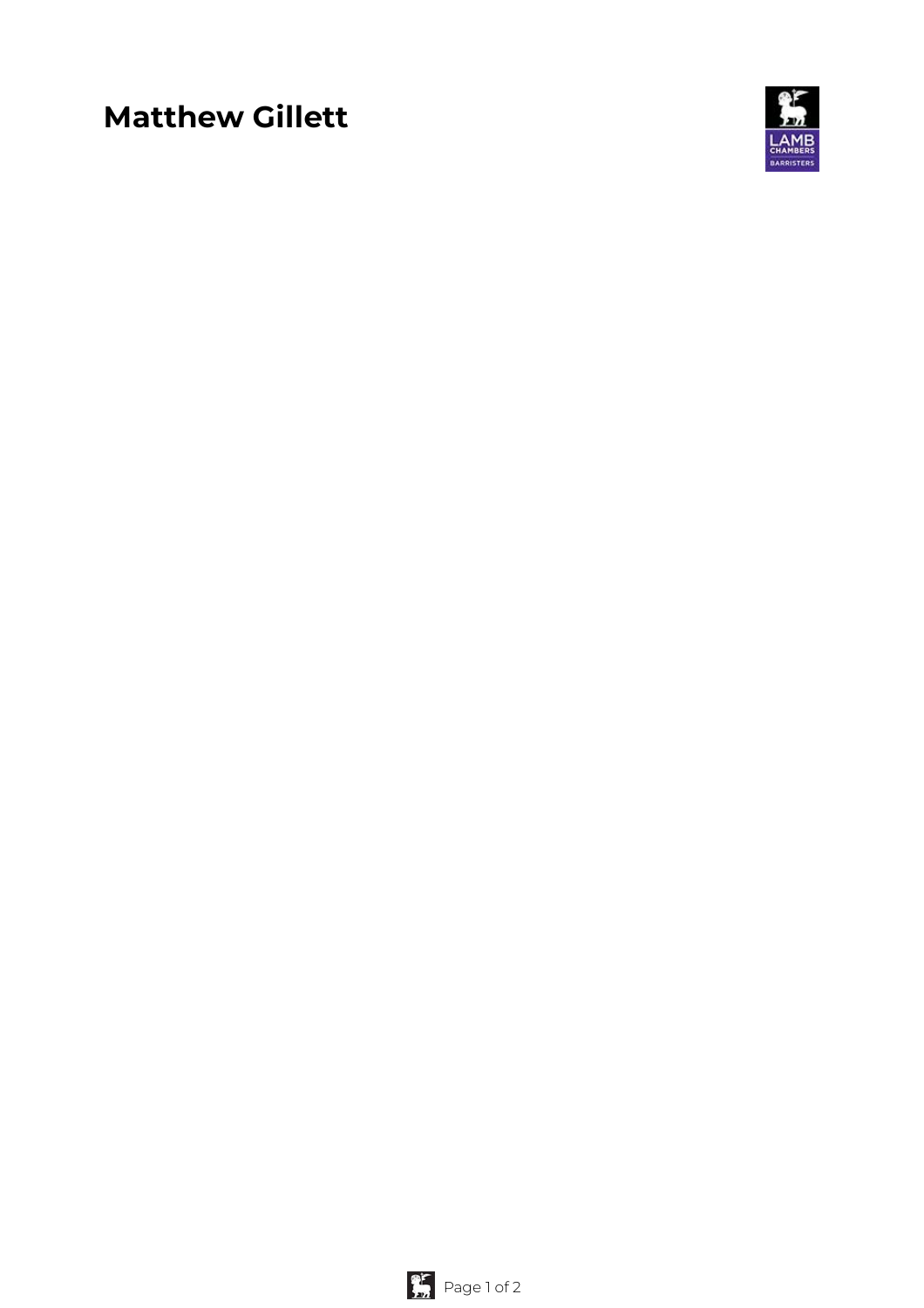# Matthew Gillett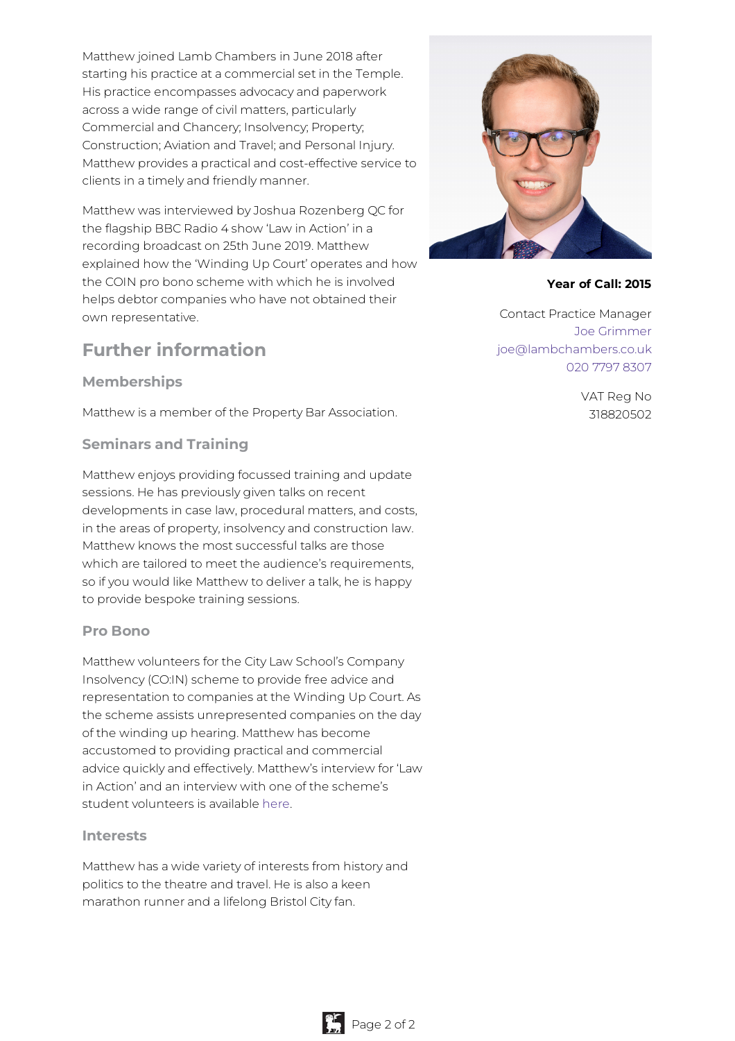Matthew joined Lamb Chambers in June 2018 after starting his practice at a commercial set in the Temple. His practice encompasses advocacy and paperwork across a wide range of civil matters, particularly Commercial and Chancery; Insolvency; Property; Construction; Aviation and Travel; and Personal Injury. Matthew provides a practical and cost-effective service to clients in a timely and friendly manner.

Matthew was interviewed by Joshua Rozenberg QC for the flagship BBC Radio 4 show 'Law in Action' in a recording broadcast on 25th June 2019. Matthew explained how the 'Winding Up Court' operates and how the COIN pro bono scheme with which he is involved helps debtor companies who have not obtained their own representative.

**Year of Call: 2015**

Contact Practice Manager
Joe Grimmer
joe@lambchambers.co.uk
020 7797 8307

VAT Reg No
318820502

## Further information

### Memberships

Matthew is a member of the Property Bar Association.

### Seminars and Training

Matthew enjoys providing focussed training and update sessions. He has previously given talks on recent developments in case law, procedural matters, and costs, in the areas of property, insolvency and construction law. Matthew knows the most successful talks are those which are tailored to meet the audience's requirements, so if you would like Matthew to deliver a talk, he is happy to provide bespoke training sessions.

### Pro Bono

Matthew volunteers for the City Law School's Company Insolvency (CO:IN) scheme to provide free advice and representation to companies at the Winding Up Court. As the scheme assists unrepresented companies on the day of the winding up hearing. Matthew has become accustomed to providing practical and commercial advice quickly and effectively. Matthew's interview for 'Law in Action' and an interview with one of the scheme's student volunteers is available here.

### Interests

Matthew has a wide variety of interests from history and politics to the theatre and travel. He is also a keen marathon runner and a lifelong Bristol City fan.